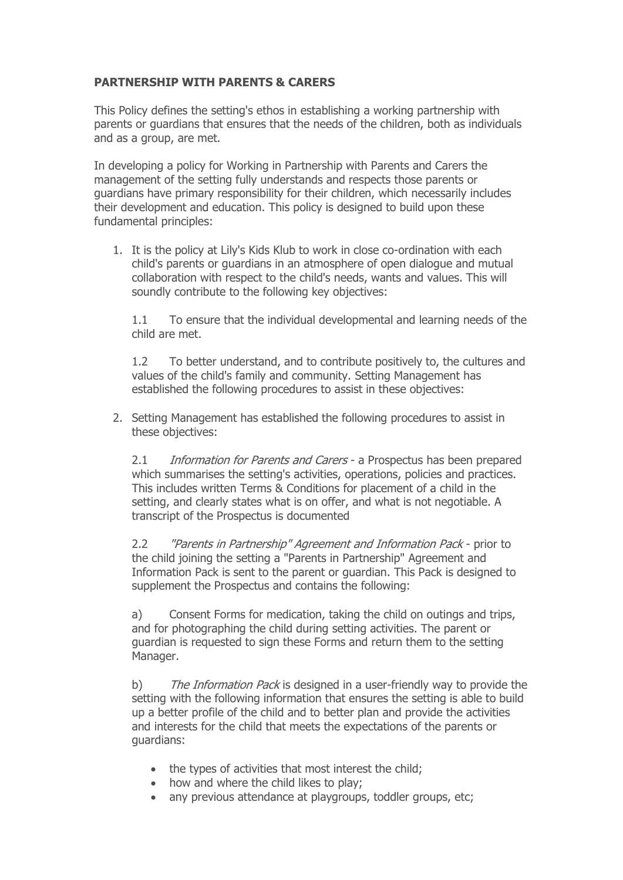**PARTNERSHIP WITH PARENTS & CARERS**

This Policy defines the setting's ethos in establishing a working partnership with parents or guardians that ensures that the needs of the children, both as individuals and as a group, are met.

In developing a policy for Working in Partnership with Parents and Carers the management of the setting fully understands and respects those parents or guardians have primary responsibility for their children, which necessarily includes their development and education. This policy is designed to build upon these fundamental principles:

1. It is the policy at Lily's Kids Klub to work in close co-ordination with each child's parents or guardians in an atmosphere of open dialogue and mutual collaboration with respect to the child's needs, wants and values. This will soundly contribute to the following key objectives:

   1.1 To ensure that the individual developmental and learning needs of the child are met.

   1.2 To better understand, and to contribute positively to, the cultures and values of the child's family and community. Setting Management has established the following procedures to assist in these objectives:

2. Setting Management has established the following procedures to assist in these objectives:

   2.1 *Information for Parents and Carers* - a Prospectus has been prepared which summarises the setting's activities, operations, policies and practices. This includes written Terms & Conditions for placement of a child in the setting, and clearly states what is on offer, and what is not negotiable. A transcript of the Prospectus is documented

   2.2 *"Parents in Partnership" Agreement and Information Pack* - prior to the child joining the setting a "Parents in Partnership" Agreement and Information Pack is sent to the parent or guardian. This Pack is designed to supplement the Prospectus and contains the following:

   a) Consent Forms for medication, taking the child on outings and trips, and for photographing the child during setting activities. The parent or guardian is requested to sign these Forms and return them to the setting Manager.

   b) *The Information Pack* is designed in a user-friendly way to provide the setting with the following information that ensures the setting is able to build up a better profile of the child and to better plan and provide the activities and interests for the child that meets the expectations of the parents or guardians:

   - the types of activities that most interest the child;
   - how and where the child likes to play;
   - any previous attendance at playgroups, toddler groups, etc;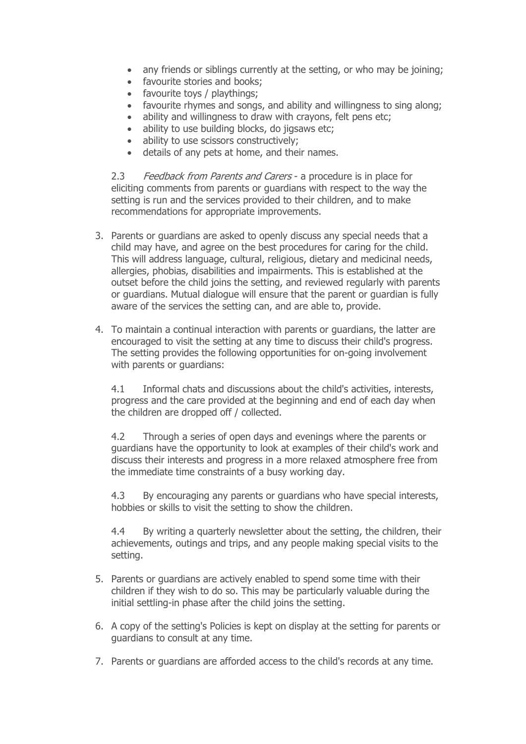- any friends or siblings currently at the setting, or who may be joining;
- favourite stories and books;
- favourite toys / playthings;
- favourite rhymes and songs, and ability and willingness to sing along;
- ability and willingness to draw with crayons, felt pens etc;
- ability to use building blocks, do jigsaws etc;
- ability to use scissors constructively;
- details of any pets at home, and their names.

2.3 *Feedback from Parents and Carers* - a procedure is in place for eliciting comments from parents or guardians with respect to the way the setting is run and the services provided to their children, and to make recommendations for appropriate improvements.

3. Parents or guardians are asked to openly discuss any special needs that a child may have, and agree on the best procedures for caring for the child. This will address language, cultural, religious, dietary and medicinal needs, allergies, phobias, disabilities and impairments. This is established at the outset before the child joins the setting, and reviewed regularly with parents or guardians. Mutual dialogue will ensure that the parent or guardian is fully aware of the services the setting can, and are able to, provide.

4. To maintain a continual interaction with parents or guardians, the latter are encouraged to visit the setting at any time to discuss their child's progress. The setting provides the following opportunities for on-going involvement with parents or guardians:

   4.1 Informal chats and discussions about the child's activities, interests, progress and the care provided at the beginning and end of each day when the children are dropped off / collected.

   4.2 Through a series of open days and evenings where the parents or guardians have the opportunity to look at examples of their child's work and discuss their interests and progress in a more relaxed atmosphere free from the immediate time constraints of a busy working day.

   4.3 By encouraging any parents or guardians who have special interests, hobbies or skills to visit the setting to show the children.

   4.4 By writing a quarterly newsletter about the setting, the children, their achievements, outings and trips, and any people making special visits to the setting.

5. Parents or guardians are actively enabled to spend some time with their children if they wish to do so. This may be particularly valuable during the initial settling-in phase after the child joins the setting.

6. A copy of the setting's Policies is kept on display at the setting for parents or guardians to consult at any time.

7. Parents or guardians are afforded access to the child's records at any time.